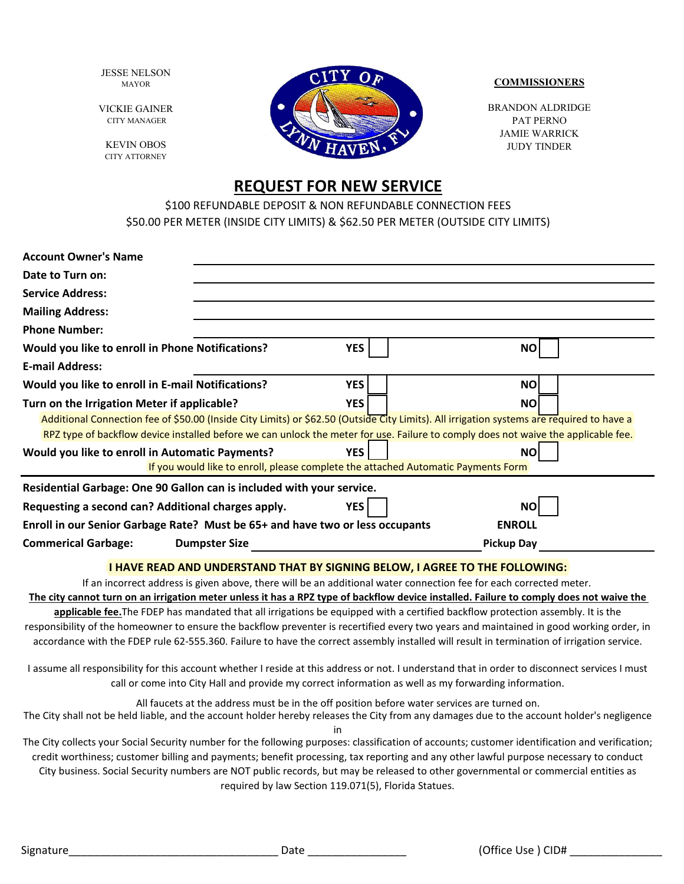JESSE NELSON
MAYOR

VICKIE GAINER
CITY MANAGER

KEVIN OBOS
CITY ATTORNEY

**COMMISSIONERS**

BRANDON ALDRIDGE
PAT PERNO
JAMIE WARRICK
JUDY TINDER

# REQUEST FOR NEW SERVICE

$100 REFUNDABLE DEPOSIT & NON REFUNDABLE CONNECTION FEES
$50.00 PER METER (INSIDE CITY LIMITS) & $62.50 PER METER (OUTSIDE CITY LIMITS)

**Account Owner's Name** ______________________________

**Date to Turn on:** ______________________________

**Service Address:** ______________________________

**Mailing Address:** ______________________________

**Phone Number:** ______________________________

**Would you like to enroll in Phone Notifications?** **YES** ☐ **NO** ☐

**E-mail Address:** ______________________________

**Would you like to enroll in E-mail Notifications?** **YES** ☐ **NO** ☐

**Turn on the Irrigation Meter if applicable?** **YES** ☐ **NO** ☐

Additional Connection fee of $50.00 (Inside City Limits) or $62.50 (Outside City Limits). All irrigation systems are required to have a RPZ type of backflow device installed before we can unlock the meter for use. Failure to comply does not waive the applicable fee.

**Would you like to enroll in Automatic Payments?** **YES** ☐ **NO** ☐

If you would like to enroll, please complete the attached Automatic Payments Form

---

**Residential Garbage: One 90 Gallon can is included with your service.**

**Requesting a second can? Additional charges apply.** **YES** ☐ **NO** ☐

**Enroll in our Senior Garbage Rate? Must be 65+ and have two or less occupants** **ENROLL**

**Commerical Garbage:** **Dumpster Size** ______________ **Pickup Day** ______________

**I HAVE READ AND UNDERSTAND THAT BY SIGNING BELOW, I AGREE TO THE FOLLOWING:**

If an incorrect address is given above, there will be an additional water connection fee for each corrected meter.
**The city cannot turn on an irrigation meter unless it has a RPZ type of backflow device installed. Failure to comply does not waive the applicable fee.** The FDEP has mandated that all irrigations be equipped with a certified backflow protection assembly. It is the responsibility of the homeowner to ensure the backflow preventer is recertified every two years and maintained in good working order, in accordance with the FDEP rule 62-555.360. Failure to have the correct assembly installed will result in termination of irrigation service.

I assume all responsibility for this account whether I reside at this address or not. I understand that in order to disconnect services I must call or come into City Hall and provide my correct information as well as my forwarding information.

All faucets at the address must be in the off position before water services are turned on.
The City shall not be held liable, and the account holder hereby releases the City from any damages due to the account holder's negligence in
The City collects your Social Security number for the following purposes: classification of accounts; customer identification and verification; credit worthiness; customer billing and payments; benefit processing, tax reporting and any other lawful purpose necessary to conduct City business. Social Security numbers are NOT public records, but may be released to other governmental or commercial entities as required by law Section 119.071(5), Florida Statues.

Signature________________________________ Date ________________ (Office Use ) CID# _______________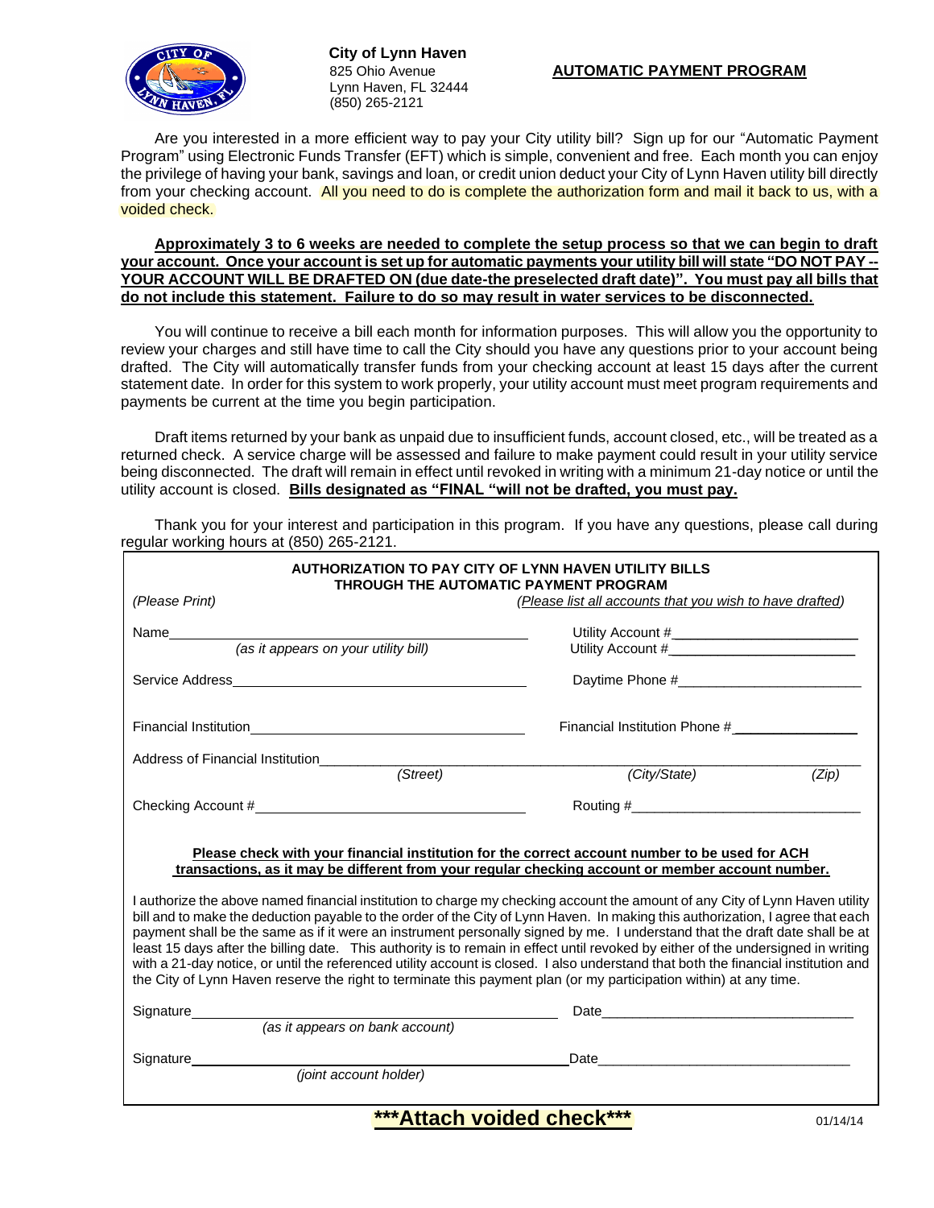**City of Lynn Haven**
825 Ohio Avenue
Lynn Haven, FL 32444
(850) 265-2121

## AUTOMATIC PAYMENT PROGRAM

Are you interested in a more efficient way to pay your City utility bill? Sign up for our "Automatic Payment Program" using Electronic Funds Transfer (EFT) which is simple, convenient and free. Each month you can enjoy the privilege of having your bank, savings and loan, or credit union deduct your City of Lynn Haven utility bill directly from your checking account. All you need to do is complete the authorization form and mail it back to us, with a voided check.

**Approximately 3 to 6 weeks are needed to complete the setup process so that we can begin to draft your account. Once your account is set up for automatic payments your utility bill will state "DO NOT PAY -- YOUR ACCOUNT WILL BE DRAFTED ON (due date-the preselected draft date)". You must pay all bills that do not include this statement. Failure to do so may result in water services to be disconnected.**

You will continue to receive a bill each month for information purposes. This will allow you the opportunity to review your charges and still have time to call the City should you have any questions prior to your account being drafted. The City will automatically transfer funds from your checking account at least 15 days after the current statement date. In order for this system to work properly, your utility account must meet program requirements and payments be current at the time you begin participation.

Draft items returned by your bank as unpaid due to insufficient funds, account closed, etc., will be treated as a returned check. A service charge will be assessed and failure to make payment could result in your utility service being disconnected. The draft will remain in effect until revoked in writing with a minimum 21-day notice or until the utility account is closed. **Bills designated as "FINAL "will not be drafted, you must pay.**

Thank you for your interest and participation in this program. If you have any questions, please call during regular working hours at (850) 265-2121.

### AUTHORIZATION TO PAY CITY OF LYNN HAVEN UTILITY BILLS THROUGH THE AUTOMATIC PAYMENT PROGRAM

*(Please Print)* *(Please list all accounts that you wish to have drafted)*

Name______________________________ Utility Account #______________________
*(as it appears on your utility bill)* Utility Account #______________________

Service Address______________________________ Daytime Phone #______________________

Financial Institution______________________________ Financial Institution Phone #______________________

Address of Financial Institution______________________________________________
*(Street)* *(City/State)* *(Zip)*

Checking Account #______________________________ Routing #______________________

**Please check with your financial institution for the correct account number to be used for ACH transactions, as it may be different from your regular checking account or member account number.**

I authorize the above named financial institution to charge my checking account the amount of any City of Lynn Haven utility bill and to make the deduction payable to the order of the City of Lynn Haven. In making this authorization, I agree that each payment shall be the same as if it were an instrument personally signed by me. I understand that the draft date shall be at least 15 days after the billing date. This authority is to remain in effect until revoked by either of the undersigned in writing with a 21-day notice, or until the referenced utility account is closed. I also understand that both the financial institution and the City of Lynn Haven reserve the right to terminate this payment plan (or my participation within) at any time.

Signature______________________________ Date______________________
*(as it appears on bank account)*

Signature______________________________ Date______________________
*(joint account holder)*

**\*\*\*Attach voided check\*\*\***

01/14/14